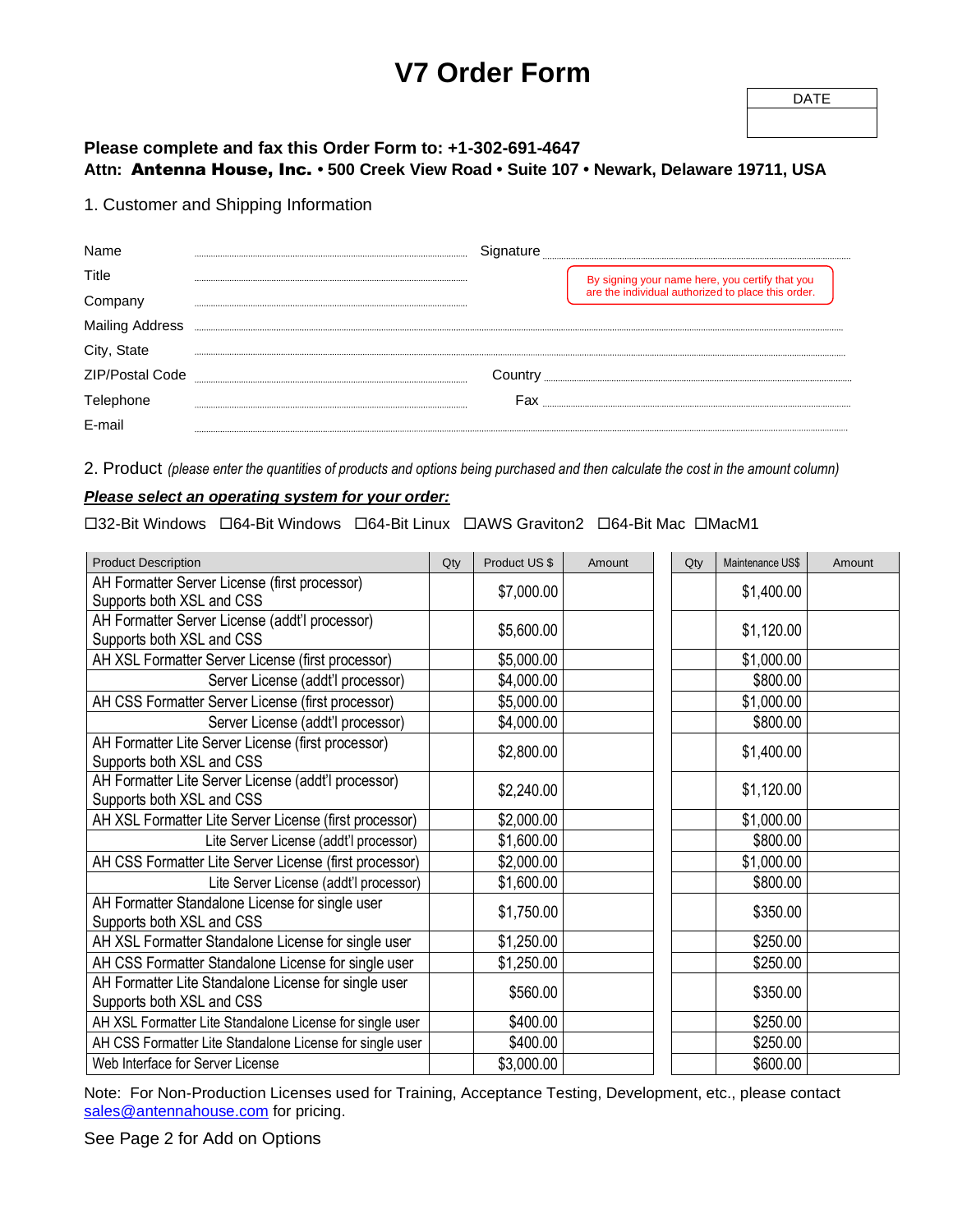# V7 Order Form

| DATE |
| --- |
| |

**Please complete and fax this Order Form to: +1-302-691-4647**
**Attn: Antenna House, Inc. • 500 Creek View Road • Suite 107 • Newark, Delaware 19711, USA**

## 1. Customer and Shipping Information

Name ..................................... Signature .....................................

Title .....................................

By signing your name here, you certify that you are the individual authorized to place this order.

Company .....................................

Mailing Address .....................................

City, State .....................................

ZIP/Postal Code ..................................... Country .....................................

Telephone ..................................... Fax .....................................

E-mail .....................................

## 2. Product *(please enter the quantities of products and options being purchased and then calculate the cost in the amount column)*

***Please select an operating system for your order:***

☐32-Bit Windows ☐64-Bit Windows ☐64-Bit Linux ☐AWS Graviton2 ☐64-Bit Mac ☐MacM1

| Product Description | Qty | Product US $ | Amount | Qty | Maintenance US$ | Amount |
| --- | --- | --- | --- | --- | --- | --- |
| AH Formatter Server License (first processor) Supports both XSL and CSS | | $7,000.00 | | | $1,400.00 | |
| AH Formatter Server License (addt'l processor) Supports both XSL and CSS | | $5,600.00 | | | $1,120.00 | |
| AH XSL Formatter Server License (first processor) | | $5,000.00 | | | $1,000.00 | |
| Server License (addt'l processor) | | $4,000.00 | | | $800.00 | |
| AH CSS Formatter Server License (first processor) | | $5,000.00 | | | $1,000.00 | |
| Server License (addt'l processor) | | $4,000.00 | | | $800.00 | |
| AH Formatter Lite Server License (first processor) Supports both XSL and CSS | | $2,800.00 | | | $1,400.00 | |
| AH Formatter Lite Server License (addt'l processor) Supports both XSL and CSS | | $2,240.00 | | | $1,120.00 | |
| AH XSL Formatter Lite Server License (first processor) | | $2,000.00 | | | $1,000.00 | |
| Lite Server License (addt'l processor) | | $1,600.00 | | | $800.00 | |
| AH CSS Formatter Lite Server License (first processor) | | $2,000.00 | | | $1,000.00 | |
| Lite Server License (addt'l processor) | | $1,600.00 | | | $800.00 | |
| AH Formatter Standalone License for single user Supports both XSL and CSS | | $1,750.00 | | | $350.00 | |
| AH XSL Formatter Standalone License for single user | | $1,250.00 | | | $250.00 | |
| AH CSS Formatter Standalone License for single user | | $1,250.00 | | | $250.00 | |
| AH Formatter Lite Standalone License for single user Supports both XSL and CSS | | $560.00 | | | $350.00 | |
| AH XSL Formatter Lite Standalone License for single user | | $400.00 | | | $250.00 | |
| AH CSS Formatter Lite Standalone License for single user | | $400.00 | | | $250.00 | |
| Web Interface for Server License | | $3,000.00 | | | $600.00 | |

Note: For Non-Production Licenses used for Training, Acceptance Testing, Development, etc., please contact sales@antennahouse.com for pricing.

See Page 2 for Add on Options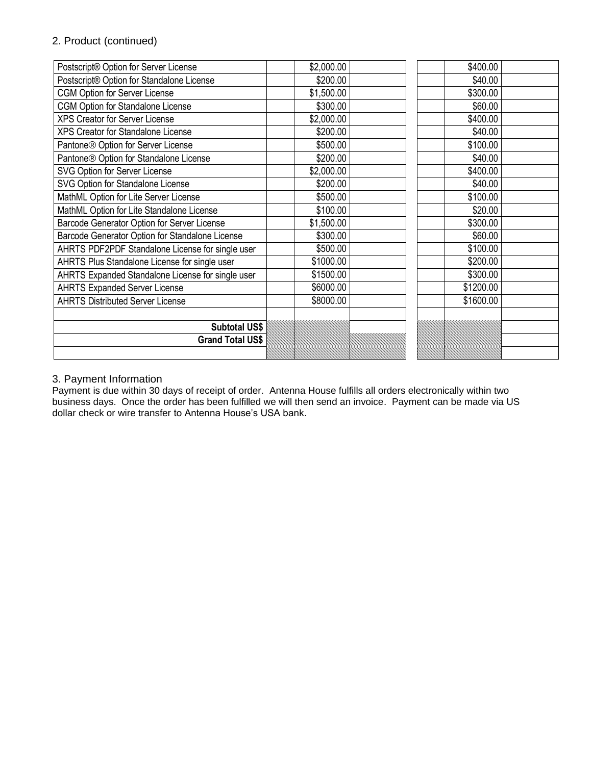2. Product (continued)

| | | | | | | |
|---|---|---|---|---|---|---|
| Postscript® Option for Server License | | $2,000.00 | | | $400.00 | |
| Postscript® Option for Standalone License | | $200.00 | | | $40.00 | |
| CGM Option for Server License | | $1,500.00 | | | $300.00 | |
| CGM Option for Standalone License | | $300.00 | | | $60.00 | |
| XPS Creator for Server License | | $2,000.00 | | | $400.00 | |
| XPS Creator for Standalone License | | $200.00 | | | $40.00 | |
| Pantone® Option for Server License | | $500.00 | | | $100.00 | |
| Pantone® Option for Standalone License | | $200.00 | | | $40.00 | |
| SVG Option for Server License | | $2,000.00 | | | $400.00 | |
| SVG Option for Standalone License | | $200.00 | | | $40.00 | |
| MathML Option for Lite Server License | | $500.00 | | | $100.00 | |
| MathML Option for Lite Standalone License | | $100.00 | | | $20.00 | |
| Barcode Generator Option for Server License | | $1,500.00 | | | $300.00 | |
| Barcode Generator Option for Standalone License | | $300.00 | | | $60.00 | |
| AHRTS PDF2PDF Standalone License for single user | | $500.00 | | | $100.00 | |
| AHRTS Plus Standalone License for single user | | $1000.00 | | | $200.00 | |
| AHRTS Expanded Standalone License for single user | | $1500.00 | | | $300.00 | |
| AHRTS Expanded Server License | | $6000.00 | | | $1200.00 | |
| AHRTS Distributed Server License | | $8000.00 | | | $1600.00 | |
| | | | | | | |
| **Subtotal US$** | | | | | | |
| **Grand Total US$** | | | | | | |
| | | | | | | |

3. Payment Information

Payment is due within 30 days of receipt of order. Antenna House fulfills all orders electronically within two business days. Once the order has been fulfilled we will then send an invoice. Payment can be made via US dollar check or wire transfer to Antenna House's USA bank.